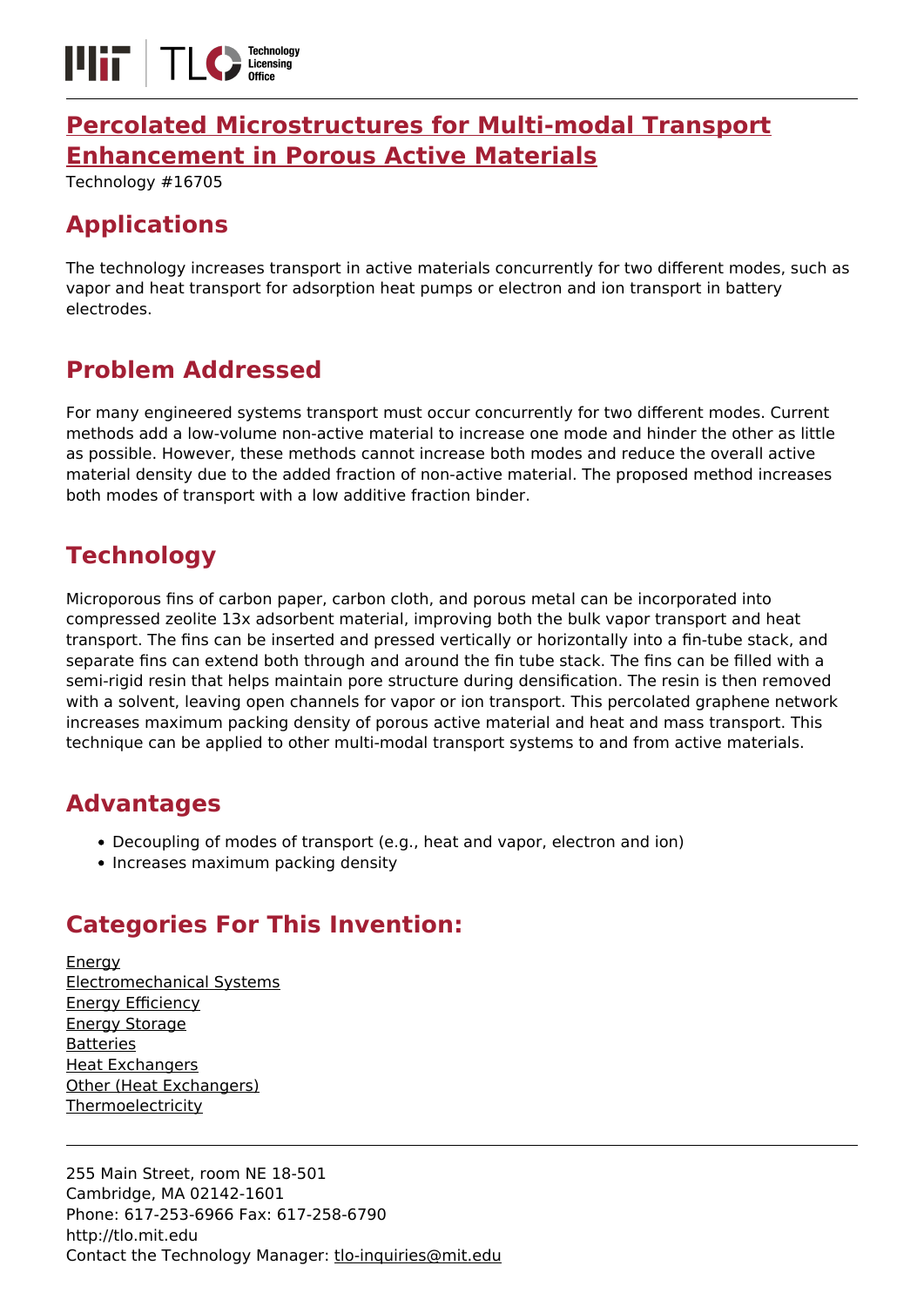# Percolated Microstructures for Multi-modal Transport Enhancement in Porous Active Materials

Technology #16705

## Applications

The technology increases transport in active materials concurrently for two different modes, such as vapor and heat transport for adsorption heat pumps or electron and ion transport in battery electrodes.

## Problem Addressed

For many engineered systems transport must occur concurrently for two different modes. Current methods add a low-volume non-active material to increase one mode and hinder the other as little as possible. However, these methods cannot increase both modes and reduce the overall active material density due to the added fraction of non-active material. The proposed method increases both modes of transport with a low additive fraction binder.

## Technology

Microporous fins of carbon paper, carbon cloth, and porous metal can be incorporated into compressed zeolite 13x adsorbent material, improving both the bulk vapor transport and heat transport. The fins can be inserted and pressed vertically or horizontally into a fin-tube stack, and separate fins can extend both through and around the fin tube stack. The fins can be filled with a semi-rigid resin that helps maintain pore structure during densification. The resin is then removed with a solvent, leaving open channels for vapor or ion transport. This percolated graphene network increases maximum packing density of porous active material and heat and mass transport. This technique can be applied to other multi-modal transport systems to and from active materials.

## Advantages

- Decoupling of modes of transport (e.g., heat and vapor, electron and ion)
- Increases maximum packing density

## Categories For This Invention:

Energy
Electromechanical Systems
Energy Efficiency
Energy Storage
Batteries
Heat Exchangers
Other (Heat Exchangers)
Thermoelectricity

255 Main Street, room NE 18-501
Cambridge, MA 02142-1601
Phone: 617-253-6966 Fax: 617-258-6790
http://tlo.mit.edu
Contact the Technology Manager: tlo-inquiries@mit.edu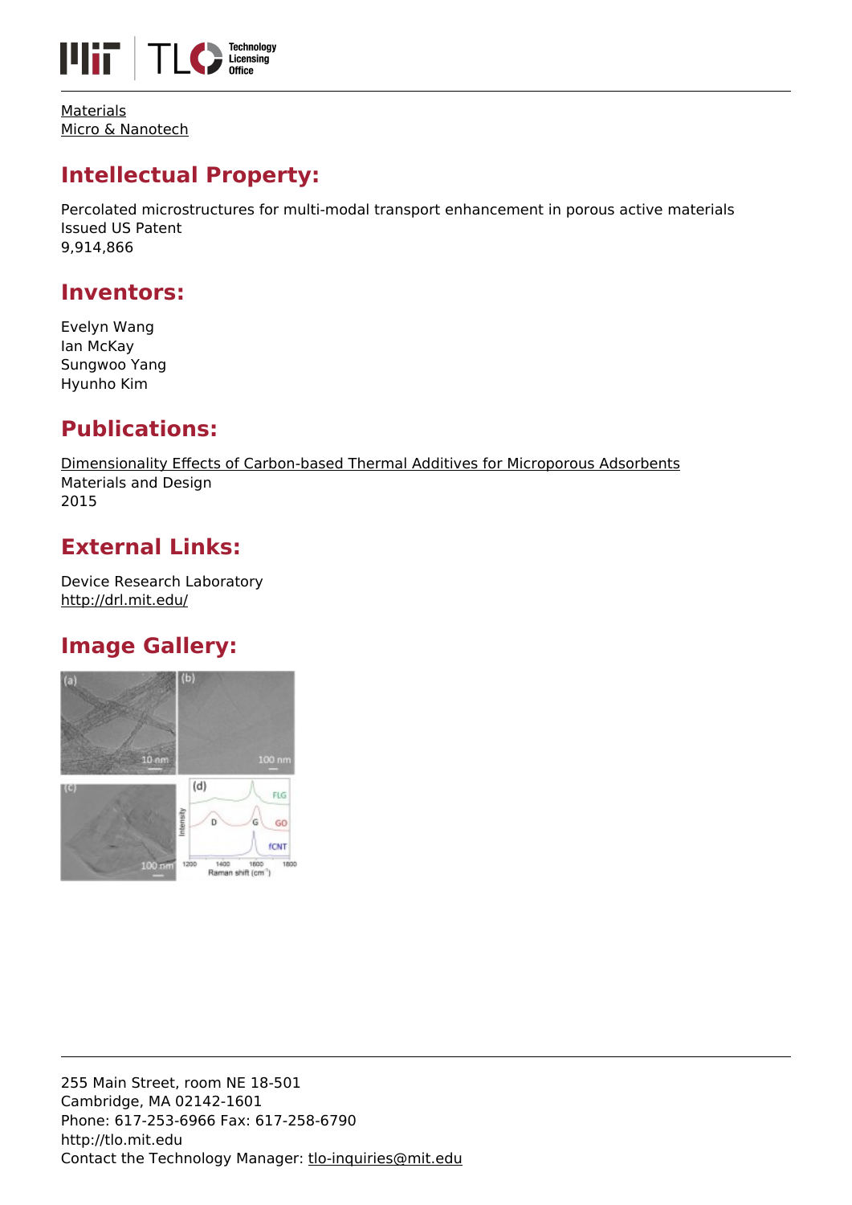Materials
Micro & Nanotech

## Intellectual Property:

Percolated microstructures for multi-modal transport enhancement in porous active materials
Issued US Patent
9,914,866

## Inventors:

Evelyn Wang
Ian McKay
Sungwoo Yang
Hyunho Kim

## Publications:

Dimensionality Effects of Carbon-based Thermal Additives for Microporous Adsorbents
Materials and Design
2015

## External Links:

Device Research Laboratory
http://drl.mit.edu/

## Image Gallery:

(a)
10 nm
(b)
100 nm
(c)
100 nm
(d)
Intensity
D
G
FLG
GO
fCNT
1200 1400 1600 1800
Raman shift (cm⁻¹)

255 Main Street, room NE 18-501
Cambridge, MA 02142-1601
Phone: 617-253-6966 Fax: 617-258-6790
http://tlo.mit.edu
Contact the Technology Manager: tlo-inquiries@mit.edu